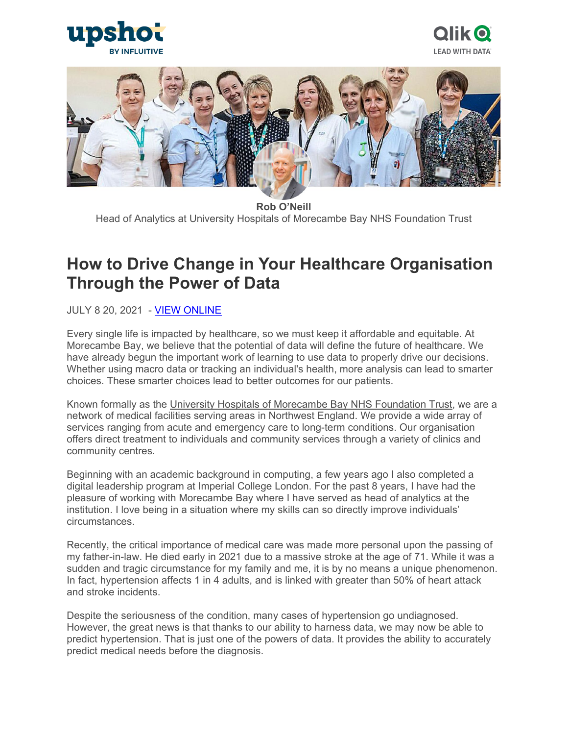**Rob O'Neill**

Head of Analytics at University Hospitals of Morecambe Bay NHS Foundation Trust

# How to Drive Change in Your Healthcare Organisation Through the Power of Data

JULY 8 20, 2021 - VIEW ONLINE

Every single life is impacted by healthcare, so we must keep it affordable and equitable. At Morecambe Bay, we believe that the potential of data will define the future of healthcare. We have already begun the important work of learning to use data to properly drive our decisions. Whether using macro data or tracking an individual's health, more analysis can lead to smarter choices. These smarter choices lead to better outcomes for our patients.

Known formally as the University Hospitals of Morecambe Bay NHS Foundation Trust, we are a network of medical facilities serving areas in Northwest England. We provide a wide array of services ranging from acute and emergency care to long-term conditions. Our organisation offers direct treatment to individuals and community services through a variety of clinics and community centres.

Beginning with an academic background in computing, a few years ago I also completed a digital leadership program at Imperial College London. For the past 8 years, I have had the pleasure of working with Morecambe Bay where I have served as head of analytics at the institution. I love being in a situation where my skills can so directly improve individuals' circumstances.

Recently, the critical importance of medical care was made more personal upon the passing of my father-in-law. He died early in 2021 due to a massive stroke at the age of 71. While it was a sudden and tragic circumstance for my family and me, it is by no means a unique phenomenon. In fact, hypertension affects 1 in 4 adults, and is linked with greater than 50% of heart attack and stroke incidents.

Despite the seriousness of the condition, many cases of hypertension go undiagnosed. However, the great news is that thanks to our ability to harness data, we may now be able to predict hypertension. That is just one of the powers of data. It provides the ability to accurately predict medical needs before the diagnosis.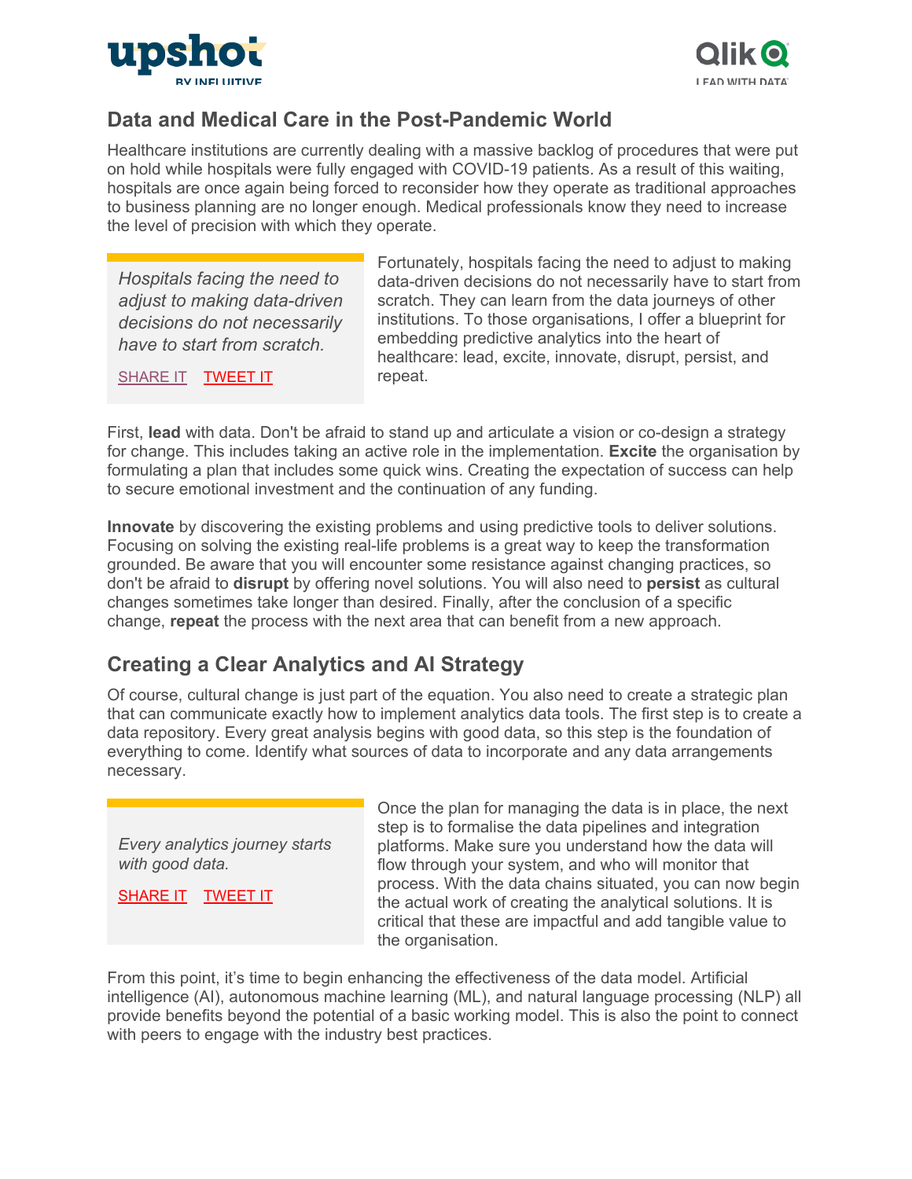## Data and Medical Care in the Post-Pandemic World

Healthcare institutions are currently dealing with a massive backlog of procedures that were put on hold while hospitals were fully engaged with COVID-19 patients. As a result of this waiting, hospitals are once again being forced to reconsider how they operate as traditional approaches to business planning are no longer enough. Medical professionals know they need to increase the level of precision with which they operate.

> *Hospitals facing the need to adjust to making data-driven decisions do not necessarily have to start from scratch.*
>
> SHARE IT TWEET IT

Fortunately, hospitals facing the need to adjust to making data-driven decisions do not necessarily have to start from scratch. They can learn from the data journeys of other institutions. To those organisations, I offer a blueprint for embedding predictive analytics into the heart of healthcare: lead, excite, innovate, disrupt, persist, and repeat.

First, **lead** with data. Don't be afraid to stand up and articulate a vision or co-design a strategy for change. This includes taking an active role in the implementation. **Excite** the organisation by formulating a plan that includes some quick wins. Creating the expectation of success can help to secure emotional investment and the continuation of any funding.

**Innovate** by discovering the existing problems and using predictive tools to deliver solutions. Focusing on solving the existing real-life problems is a great way to keep the transformation grounded. Be aware that you will encounter some resistance against changing practices, so don't be afraid to **disrupt** by offering novel solutions. You will also need to **persist** as cultural changes sometimes take longer than desired. Finally, after the conclusion of a specific change, **repeat** the process with the next area that can benefit from a new approach.

## Creating a Clear Analytics and AI Strategy

Of course, cultural change is just part of the equation. You also need to create a strategic plan that can communicate exactly how to implement analytics data tools. The first step is to create a data repository. Every great analysis begins with good data, so this step is the foundation of everything to come. Identify what sources of data to incorporate and any data arrangements necessary.

> *Every analytics journey starts with good data.*
>
> SHARE IT TWEET IT

Once the plan for managing the data is in place, the next step is to formalise the data pipelines and integration platforms. Make sure you understand how the data will flow through your system, and who will monitor that process. With the data chains situated, you can now begin the actual work of creating the analytical solutions. It is critical that these are impactful and add tangible value to the organisation.

From this point, it's time to begin enhancing the effectiveness of the data model. Artificial intelligence (AI), autonomous machine learning (ML), and natural language processing (NLP) all provide benefits beyond the potential of a basic working model. This is also the point to connect with peers to engage with the industry best practices.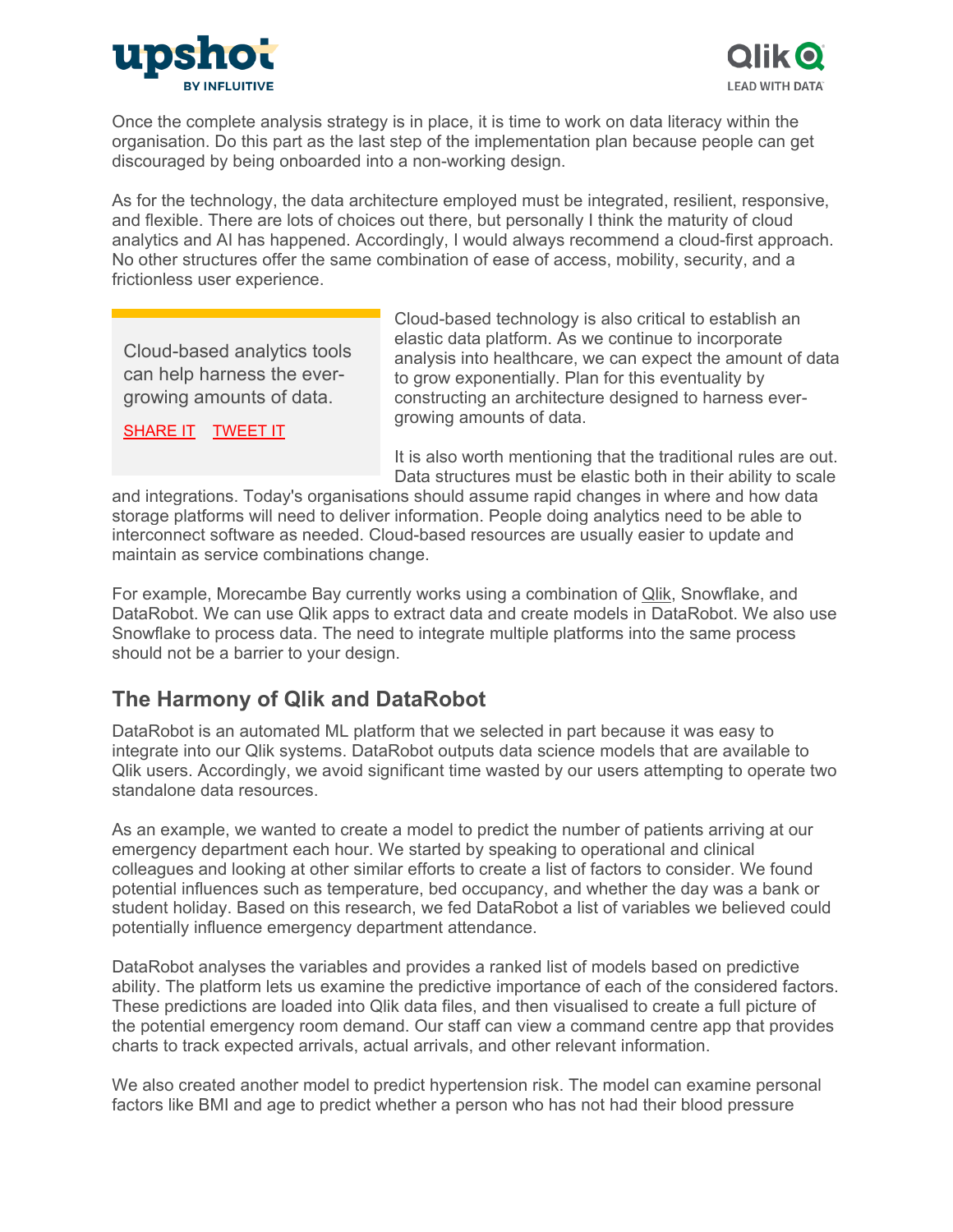Once the complete analysis strategy is in place, it is time to work on data literacy within the organisation. Do this part as the last step of the implementation plan because people can get discouraged by being onboarded into a non-working design.

As for the technology, the data architecture employed must be integrated, resilient, responsive, and flexible. There are lots of choices out there, but personally I think the maturity of cloud analytics and AI has happened. Accordingly, I would always recommend a cloud-first approach. No other structures offer the same combination of ease of access, mobility, security, and a frictionless user experience.

> Cloud-based analytics tools can help harness the ever-growing amounts of data.
>
> SHARE IT TWEET IT

Cloud-based technology is also critical to establish an elastic data platform. As we continue to incorporate analysis into healthcare, we can expect the amount of data to grow exponentially. Plan for this eventuality by constructing an architecture designed to harness ever-growing amounts of data.

It is also worth mentioning that the traditional rules are out. Data structures must be elastic both in their ability to scale and integrations. Today's organisations should assume rapid changes in where and how data storage platforms will need to deliver information. People doing analytics need to be able to interconnect software as needed. Cloud-based resources are usually easier to update and maintain as service combinations change.

For example, Morecambe Bay currently works using a combination of Qlik, Snowflake, and DataRobot. We can use Qlik apps to extract data and create models in DataRobot. We also use Snowflake to process data. The need to integrate multiple platforms into the same process should not be a barrier to your design.

## The Harmony of Qlik and DataRobot

DataRobot is an automated ML platform that we selected in part because it was easy to integrate into our Qlik systems. DataRobot outputs data science models that are available to Qlik users. Accordingly, we avoid significant time wasted by our users attempting to operate two standalone data resources.

As an example, we wanted to create a model to predict the number of patients arriving at our emergency department each hour. We started by speaking to operational and clinical colleagues and looking at other similar efforts to create a list of factors to consider. We found potential influences such as temperature, bed occupancy, and whether the day was a bank or student holiday. Based on this research, we fed DataRobot a list of variables we believed could potentially influence emergency department attendance.

DataRobot analyses the variables and provides a ranked list of models based on predictive ability. The platform lets us examine the predictive importance of each of the considered factors. These predictions are loaded into Qlik data files, and then visualised to create a full picture of the potential emergency room demand. Our staff can view a command centre app that provides charts to track expected arrivals, actual arrivals, and other relevant information.

We also created another model to predict hypertension risk. The model can examine personal factors like BMI and age to predict whether a person who has not had their blood pressure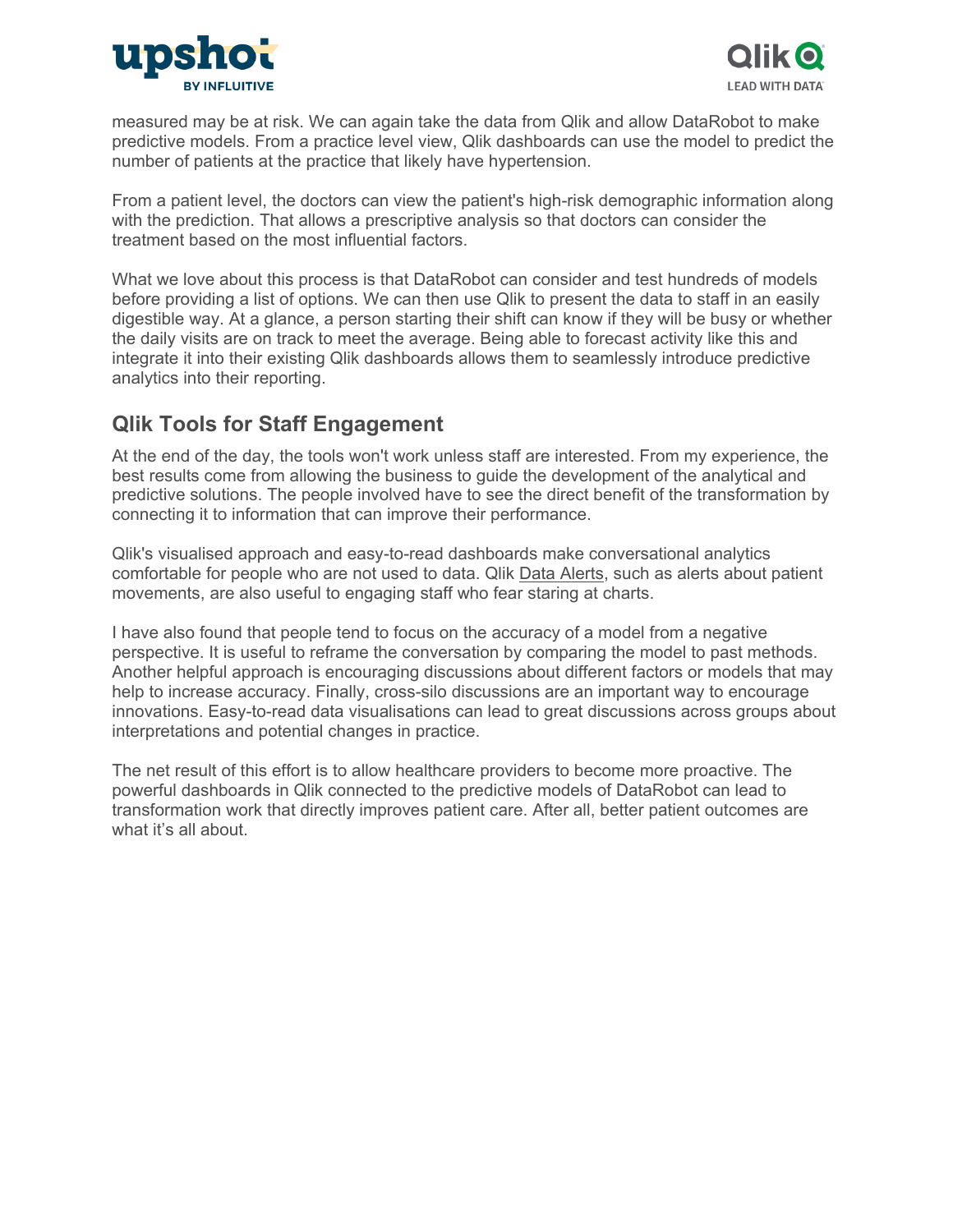measured may be at risk. We can again take the data from Qlik and allow DataRobot to make predictive models. From a practice level view, Qlik dashboards can use the model to predict the number of patients at the practice that likely have hypertension.

From a patient level, the doctors can view the patient's high-risk demographic information along with the prediction. That allows a prescriptive analysis so that doctors can consider the treatment based on the most influential factors.

What we love about this process is that DataRobot can consider and test hundreds of models before providing a list of options. We can then use Qlik to present the data to staff in an easily digestible way. At a glance, a person starting their shift can know if they will be busy or whether the daily visits are on track to meet the average. Being able to forecast activity like this and integrate it into their existing Qlik dashboards allows them to seamlessly introduce predictive analytics into their reporting.

## Qlik Tools for Staff Engagement

At the end of the day, the tools won't work unless staff are interested. From my experience, the best results come from allowing the business to guide the development of the analytical and predictive solutions. The people involved have to see the direct benefit of the transformation by connecting it to information that can improve their performance.

Qlik's visualised approach and easy-to-read dashboards make conversational analytics comfortable for people who are not used to data. Qlik Data Alerts, such as alerts about patient movements, are also useful to engaging staff who fear staring at charts.

I have also found that people tend to focus on the accuracy of a model from a negative perspective. It is useful to reframe the conversation by comparing the model to past methods. Another helpful approach is encouraging discussions about different factors or models that may help to increase accuracy. Finally, cross-silo discussions are an important way to encourage innovations. Easy-to-read data visualisations can lead to great discussions across groups about interpretations and potential changes in practice.

The net result of this effort is to allow healthcare providers to become more proactive. The powerful dashboards in Qlik connected to the predictive models of DataRobot can lead to transformation work that directly improves patient care. After all, better patient outcomes are what it's all about.